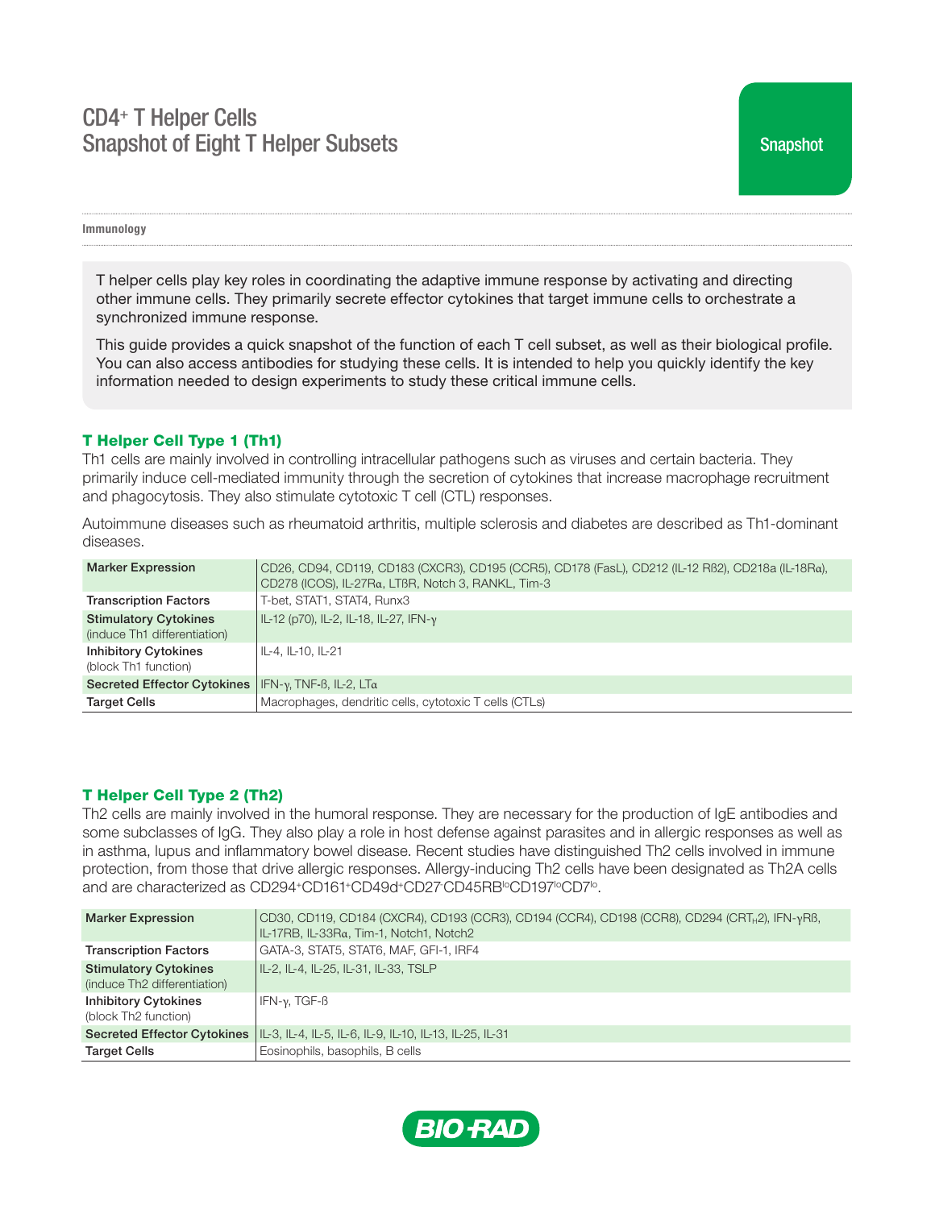# CD4+ T Helper Cells
# Snapshot of Eight T Helper Subsets

Snapshot

**Immunology**

T helper cells play key roles in coordinating the adaptive immune response by activating and directing other immune cells. They primarily secrete effector cytokines that target immune cells to orchestrate a synchronized immune response.

This guide provides a quick snapshot of the function of each T cell subset, as well as their biological profile. You can also access antibodies for studying these cells. It is intended to help you quickly identify the key information needed to design experiments to study these critical immune cells.

## T Helper Cell Type 1 (Th1)

Th1 cells are mainly involved in controlling intracellular pathogens such as viruses and certain bacteria. They primarily induce cell-mediated immunity through the secretion of cytokines that increase macrophage recruitment and phagocytosis. They also stimulate cytotoxic T cell (CTL) responses.

Autoimmune diseases such as rheumatoid arthritis, multiple sclerosis and diabetes are described as Th1-dominant diseases.

| | |
|---|---|
| **Marker Expression** | CD26, CD94, CD119, CD183 (CXCR3), CD195 (CCR5), CD178 (FasL), CD212 (IL-12 Rß2), CD218a (IL-18Rα), CD278 (ICOS), IL-27Rα, LTßR, Notch 3, RANKL, Tim-3 |
| **Transcription Factors** | T-bet, STAT1, STAT4, Runx3 |
| **Stimulatory Cytokines** (induce Th1 differentiation) | IL-12 (p70), IL-2, IL-18, IL-27, IFN-γ |
| **Inhibitory Cytokines** (block Th1 function) | IL-4, IL-10, IL-21 |
| **Secreted Effector Cytokines** | IFN-γ, TNF-ß, IL-2, LTα |
| **Target Cells** | Macrophages, dendritic cells, cytotoxic T cells (CTLs) |

## T Helper Cell Type 2 (Th2)

Th2 cells are mainly involved in the humoral response. They are necessary for the production of IgE antibodies and some subclasses of IgG. They also play a role in host defense against parasites and in allergic responses as well as in asthma, lupus and inflammatory bowel disease. Recent studies have distinguished Th2 cells involved in immune protection, from those that drive allergic responses. Allergy-inducing Th2 cells have been designated as Th2A cells and are characterized as $CD294^{+}CD161^{+}CD49d^{+}CD27^{-}CD45RB^{lo}CD197^{lo}CD7^{lo}$.

| | |
|---|---|
| **Marker Expression** | CD30, CD119, CD184 (CXCR4), CD193 (CCR3), CD194 (CCR4), CD198 (CCR8), CD294 ($CRT_{H}2$), IFN-γRß, IL-17RB, IL-33Rα, Tim-1, Notch1, Notch2 |
| **Transcription Factors** | GATA-3, STAT5, STAT6, MAF, GFI-1, IRF4 |
| **Stimulatory Cytokines** (induce Th2 differentiation) | IL-2, IL-4, IL-25, IL-31, IL-33, TSLP |
| **Inhibitory Cytokines** (block Th2 function) | IFN-γ, TGF-ß |
| **Secreted Effector Cytokines** | IL-3, IL-4, IL-5, IL-6, IL-9, IL-10, IL-13, IL-25, IL-31 |
| **Target Cells** | Eosinophils, basophils, B cells |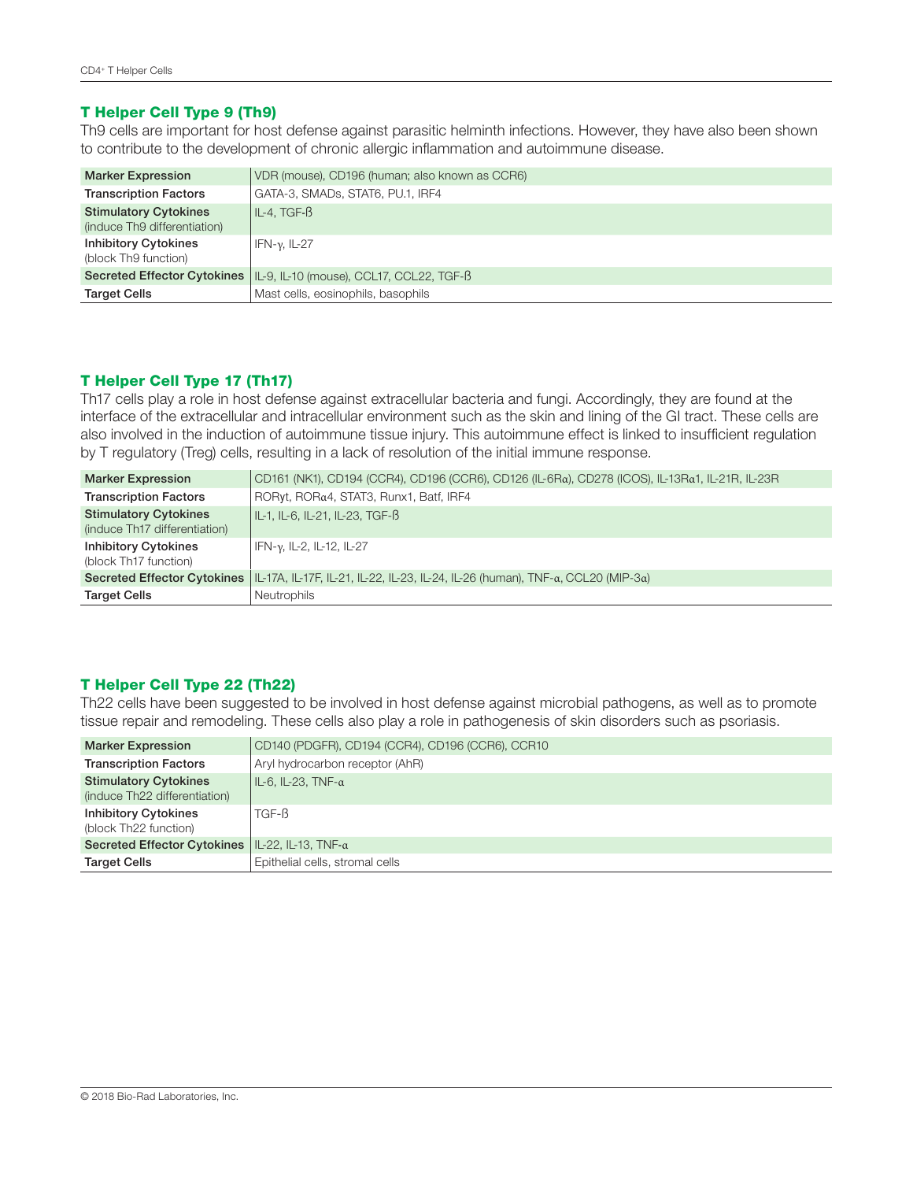### T Helper Cell Type 9 (Th9)

Th9 cells are important for host defense against parasitic helminth infections. However, they have also been shown to contribute to the development of chronic allergic inflammation and autoimmune disease.

| | |
|---|---|
| **Marker Expression** | VDR (mouse), CD196 (human; also known as CCR6) |
| **Transcription Factors** | GATA-3, SMADs, STAT6, PU.1, IRF4 |
| **Stimulatory Cytokines** (induce Th9 differentiation) | IL-4, TGF-β |
| **Inhibitory Cytokines** (block Th9 function) | IFN-γ, IL-27 |
| **Secreted Effector Cytokines** | IL-9, IL-10 (mouse), CCL17, CCL22, TGF-β |
| **Target Cells** | Mast cells, eosinophils, basophils |

### T Helper Cell Type 17 (Th17)

Th17 cells play a role in host defense against extracellular bacteria and fungi. Accordingly, they are found at the interface of the extracellular and intracellular environment such as the skin and lining of the GI tract. These cells are also involved in the induction of autoimmune tissue injury. This autoimmune effect is linked to insufficient regulation by T regulatory (Treg) cells, resulting in a lack of resolution of the initial immune response.

| | |
|---|---|
| **Marker Expression** | CD161 (NK1), CD194 (CCR4), CD196 (CCR6), CD126 (IL-6Rα), CD278 (ICOS), IL-13Rα1, IL-21R, IL-23R |
| **Transcription Factors** | RORγt, RORα4, STAT3, Runx1, Batf, IRF4 |
| **Stimulatory Cytokines** (induce Th17 differentiation) | IL-1, IL-6, IL-21, IL-23, TGF-β |
| **Inhibitory Cytokines** (block Th17 function) | IFN-γ, IL-2, IL-12, IL-27 |
| **Secreted Effector Cytokines** | IL-17A, IL-17F, IL-21, IL-22, IL-23, IL-24, IL-26 (human), TNF-α, CCL20 (MIP-3α) |
| **Target Cells** | Neutrophils |

### T Helper Cell Type 22 (Th22)

Th22 cells have been suggested to be involved in host defense against microbial pathogens, as well as to promote tissue repair and remodeling. These cells also play a role in pathogenesis of skin disorders such as psoriasis.

| | |
|---|---|
| **Marker Expression** | CD140 (PDGFR), CD194 (CCR4), CD196 (CCR6), CCR10 |
| **Transcription Factors** | Aryl hydrocarbon receptor (AhR) |
| **Stimulatory Cytokines** (induce Th22 differentiation) | IL-6, IL-23, TNF-α |
| **Inhibitory Cytokines** (block Th22 function) | TGF-β |
| **Secreted Effector Cytokines** | IL-22, IL-13, TNF-α |
| **Target Cells** | Epithelial cells, stromal cells |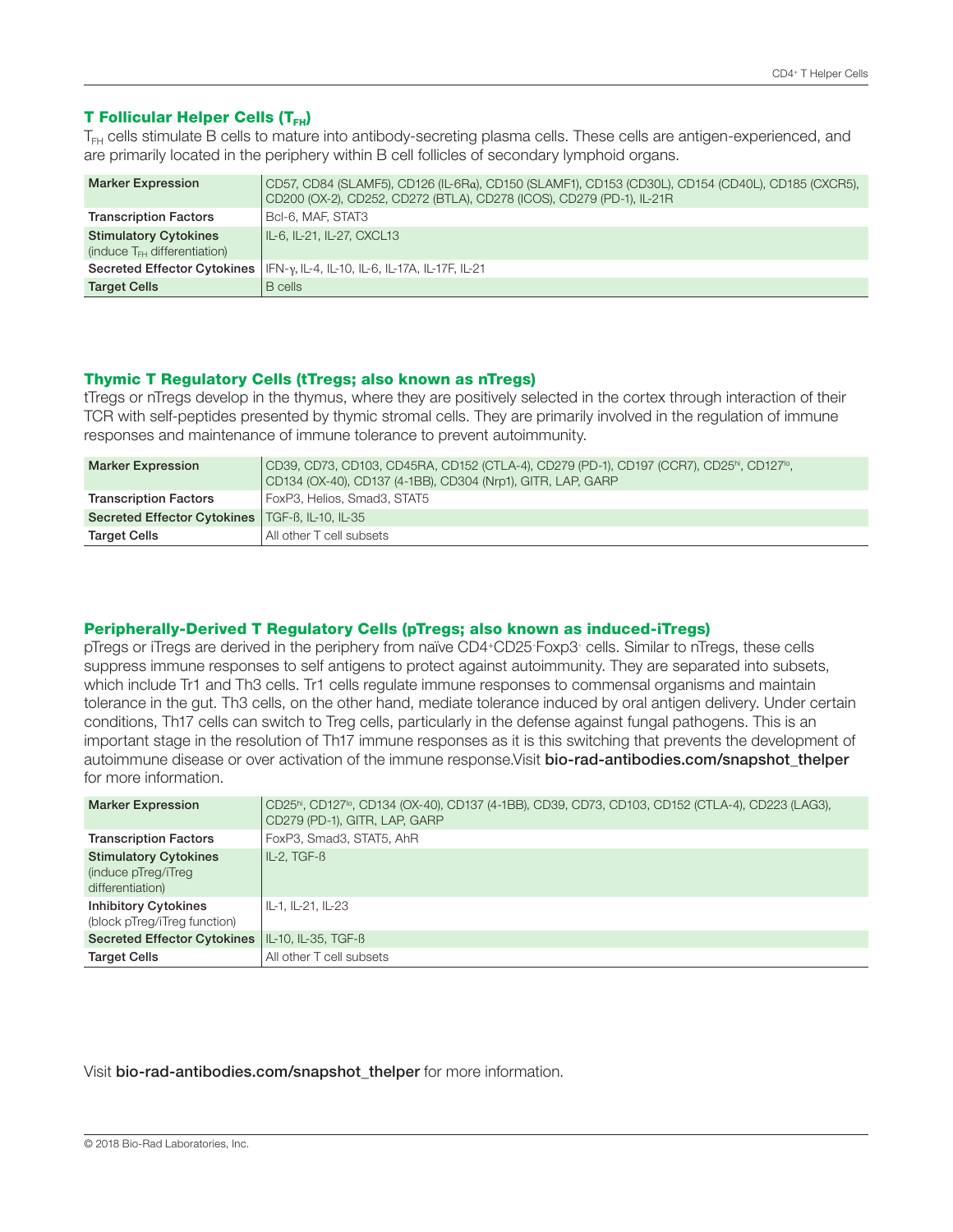### T Follicular Helper Cells ($T_{FH}$)

$T_{FH}$ cells stimulate B cells to mature into antibody-secreting plasma cells. These cells are antigen-experienced, and are primarily located in the periphery within B cell follicles of secondary lymphoid organs.

| | |
|---|---|
| **Marker Expression** | CD57, CD84 (SLAMF5), CD126 (IL-6Rα), CD150 (SLAMF1), CD153 (CD30L), CD154 (CD40L), CD185 (CXCR5), CD200 (OX-2), CD252, CD272 (BTLA), CD278 (ICOS), CD279 (PD-1), IL-21R |
| **Transcription Factors** | Bcl-6, MAF, STAT3 |
| **Stimulatory Cytokines** (induce $T_{FH}$ differentiation) | IL-6, IL-21, IL-27, CXCL13 |
| **Secreted Effector Cytokines** | IFN-γ, IL-4, IL-10, IL-6, IL-17A, IL-17F, IL-21 |
| **Target Cells** | B cells |

### Thymic T Regulatory Cells (tTregs; also known as nTregs)

tTregs or nTregs develop in the thymus, where they are positively selected in the cortex through interaction of their TCR with self-peptides presented by thymic stromal cells. They are primarily involved in the regulation of immune responses and maintenance of immune tolerance to prevent autoimmunity.

| | |
|---|---|
| **Marker Expression** | CD39, CD73, CD103, CD45RA, CD152 (CTLA-4), CD279 (PD-1), CD197 (CCR7), $CD25^{hi}$, $CD127^{lo}$, CD134 (OX-40), CD137 (4-1BB), CD304 (Nrp1), GITR, LAP, GARP |
| **Transcription Factors** | FoxP3, Helios, Smad3, STAT5 |
| **Secreted Effector Cytokines** | TGF-ß, IL-10, IL-35 |
| **Target Cells** | All other T cell subsets |

### Peripherally-Derived T Regulatory Cells (pTregs; also known as induced-iTregs)

pTregs or iTregs are derived in the periphery from naïve $CD4^{+}CD25^{-}Foxp3^{-}$ cells. Similar to nTregs, these cells suppress immune responses to self antigens to protect against autoimmunity. They are separated into subsets, which include Tr1 and Th3 cells. Tr1 cells regulate immune responses to commensal organisms and maintain tolerance in the gut. Th3 cells, on the other hand, mediate tolerance induced by oral antigen delivery. Under certain conditions, Th17 cells can switch to Treg cells, particularly in the defense against fungal pathogens. This is an important stage in the resolution of Th17 immune responses as it is this switching that prevents the development of autoimmune disease or over activation of the immune response.Visit **bio-rad-antibodies.com/snapshot_thelper** for more information.

| | |
|---|---|
| **Marker Expression** | $CD25^{hi}$, $CD127^{lo}$, CD134 (OX-40), CD137 (4-1BB), CD39, CD73, CD103, CD152 (CTLA-4), CD223 (LAG3), CD279 (PD-1), GITR, LAP, GARP |
| **Transcription Factors** | FoxP3, Smad3, STAT5, AhR |
| **Stimulatory Cytokines** (induce pTreg/iTreg differentiation) | IL-2, TGF-ß |
| **Inhibitory Cytokines** (block pTreg/iTreg function) | IL-1, IL-21, IL-23 |
| **Secreted Effector Cytokines** | IL-10, IL-35, TGF-ß |
| **Target Cells** | All other T cell subsets |

Visit **bio-rad-antibodies.com/snapshot_thelper** for more information.

© 2018 Bio-Rad Laboratories, Inc.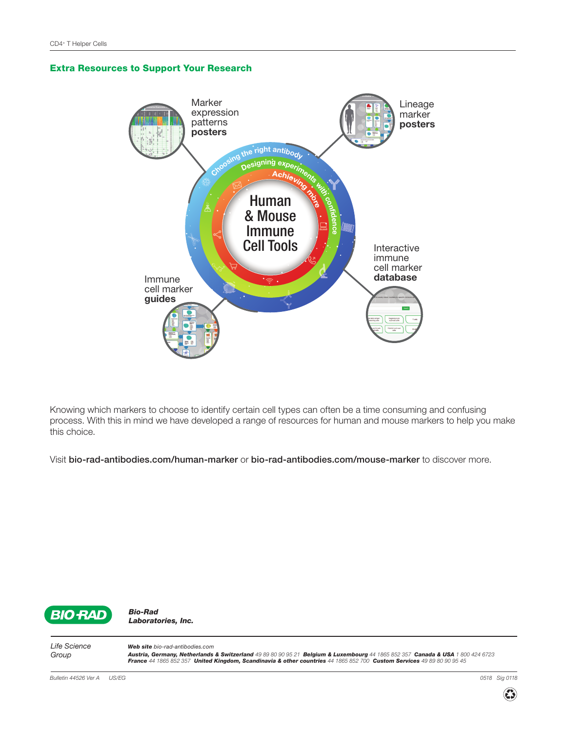## Extra Resources to Support Your Research

Marker expression patterns **posters**

Lineage marker **posters**

Choosing the right antibody

Designing experiments with confidence

Achieving more

Human & Mouse Immune Cell Tools

Interactive immune cell marker **database**

Immune cell marker **guides**

Knowing which markers to choose to identify certain cell types can often be a time consuming and confusing process. With this in mind we have developed a range of resources for human and mouse markers to help you make this choice.

Visit **bio-rad-antibodies.com/human-marker** or **bio-rad-antibodies.com/mouse-marker** to discover more.

***Bio-Rad Laboratories, Inc.***

*Life Science Group*

***Web site*** *bio-rad-antibodies.com*
***Austria, Germany, Netherlands & Switzerland*** *49 89 80 90 95 21* ***Belgium & Luxembourg*** *44 1865 852 357* ***Canada & USA*** *1 800 424 6723* ***France*** *44 1865 852 357* ***United Kingdom, Scandinavia & other countries*** *44 1865 852 700* ***Custom Services*** *49 89 80 90 95 45*

*Bulletin 44526 Ver A US/EG*

*0518 Sig 0118*